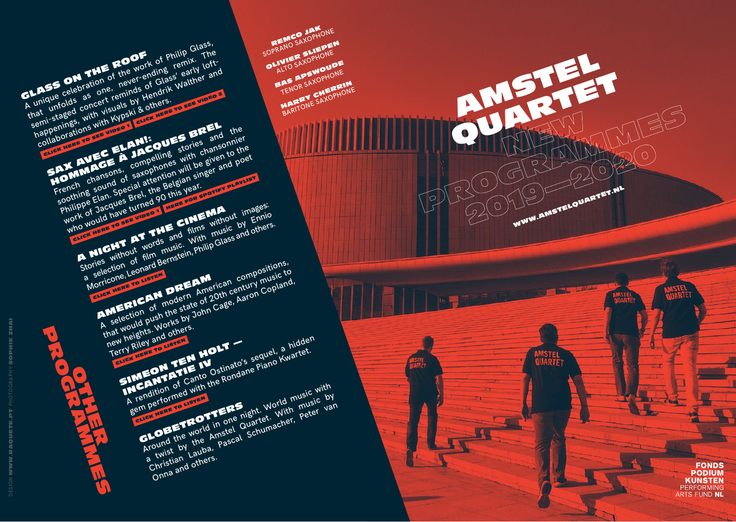# AMSTEL QUARTET

## NEW PROGRAMMES 2019—2020

WWW.AMSTELQUARTET.NL

**REMCO JAK**
SOPRANO SAXOPHONE

**OLIVIER SLIEPEN**
ALTO SAXOPHONE

**BAS APSWOUDE**
TENOR SAXOPHONE

**HARRY CHERRIN**
BARITONE SAXOPHONE

# OTHER PROGRAMMES

## GLASS ON THE ROOF

A unique celebration of the work of Philip Glass, that unfolds as one, never-ending remix. The semi-staged concert reminds of Glass' early loft-happenings, with visuals by Hendrik Walther and collaborations with Kypski & others.

CLICK HERE TO SEE VIDEO 1 | CLICK HERE TO SEE VIDEO 2

## SAX AVEC ELAN!: HOMMAGE À JACQUES BREL

French chansons, compelling stories and the soothing sound of saxophones with chansonnier Philippe Elan. Special attention will be given to the work of Jacques Brel, the Belgian singer and poet who would have turned 90 this year.

CLICK HERE TO SEE VIDEO 1 | HERE FOR SPOTIFY PLAYLIST

## A NIGHT AT THE CINEMA

Stories without words and films without images: a selection of film music. With music by Ennio Morricone, Leonard Bernstein, Philip Glass and others.

CLICK HERE TO LISTEN

## AMERICAN DREAM

A selection of modern American compositions, that would push the state of 20th century music to new heights. Works by John Cage, Aaron Copland, Terry Riley and others.

CLICK HERE TO LISTEN

## SIMEON TEN HOLT — INCANTATIE IV

A rendition of Canto Ostinato's sequel, a hidden gem performed with the Rondane Piano Kwartet.

CLICK HERE TO LISTEN

## GLOBETROTTERS

Around the world in one night. World music with a twist by the Amstel Quartet. With music by Christian Lauba, Pascal Schumacher, Peter van Onna and others.

DESIGN WWW.RAQUETE.PT PHOTOGRAPHY SOPHIE ZHAI

FONDS PODIUM KUNSTEN PERFORMING ARTS FUND NL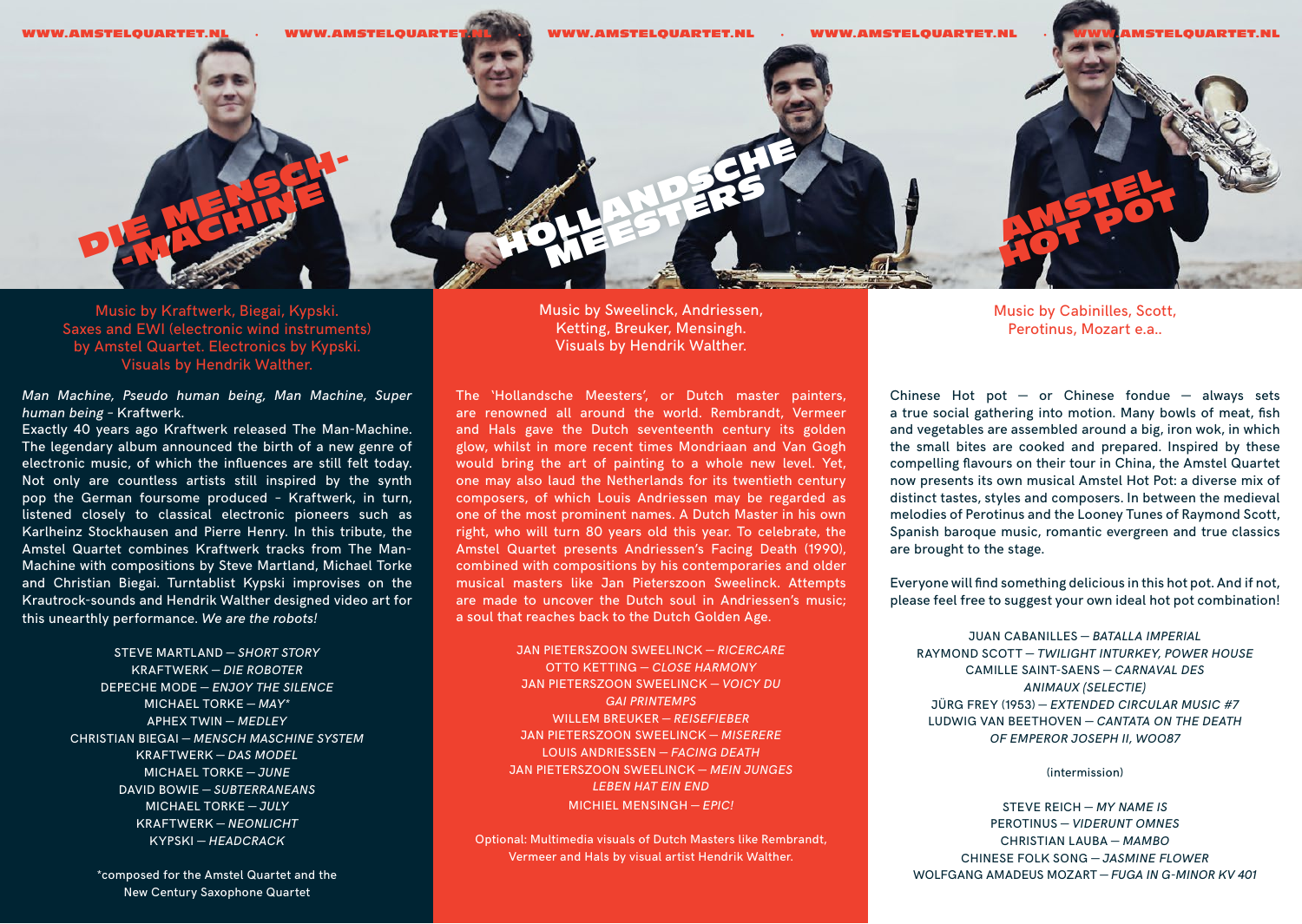# DIE MENSCH-MACHINE

Music by Kraftwerk, Biegai, Kypski.
Saxes and EWI (electronic wind instruments) by Amstel Quartet. Electronics by Kypski.
Visuals by Hendrik Walther.

*Man Machine, Pseudo human being, Man Machine, Super human being* - Kraftwerk.

Exactly 40 years ago Kraftwerk released The Man-Machine. The legendary album announced the birth of a new genre of electronic music, of which the influences are still felt today. Not only are countless artists still inspired by the synth pop the German foursome produced - Kraftwerk, in turn, listened closely to classical electronic pioneers such as Karlheinz Stockhausen and Pierre Henry. In this tribute, the Amstel Quartet combines Kraftwerk tracks from The Man-Machine with compositions by Steve Martland, Michael Torke and Christian Biegai. Turntablist Kypski improvises on the Krautrock-sounds and Hendrik Walther designed video art for this unearthly performance. *We are the robots!*

STEVE MARTLAND — *SHORT STORY*
KRAFTWERK — *DIE ROBOTER*
DEPECHE MODE — *ENJOY THE SILENCE*
MICHAEL TORKE — *MAY**
APHEX TWIN — *MEDLEY*
CHRISTIAN BIEGAI — *MENSCH MASCHINE SYSTEM*
KRAFTWERK — *DAS MODEL*
MICHAEL TORKE — *JUNE*
DAVID BOWIE — *SUBTERRANEANS*
MICHAEL TORKE — *JULY*
KRAFTWERK — *NEONLICHT*
KYPSKI — *HEADCRACK*

*composed for the Amstel Quartet and the New Century Saxophone Quartet

# HOLLANDSCHE MEESTERS

Music by Sweelinck, Andriessen, Ketting, Breuker, Mensingh.
Visuals by Hendrik Walther.

The 'Hollandsche Meesters', or Dutch master painters, are renowned all around the world. Rembrandt, Vermeer and Hals gave the Dutch seventeenth century its golden glow, whilst in more recent times Mondriaan and Van Gogh would bring the art of painting to a whole new level. Yet, one may also laud the Netherlands for its twentieth century composers, of which Louis Andriessen may be regarded as one of the most prominent names. A Dutch Master in his own right, who will turn 80 years old this year. To celebrate, the Amstel Quartet presents Andriessen's Facing Death (1990), combined with compositions by his contemporaries and older musical masters like Jan Pieterszoon Sweelinck. Attempts are made to uncover the Dutch soul in Andriessen's music; a soul that reaches back to the Dutch Golden Age.

JAN PIETERSZOON SWEELINCK — *RICERCARE*
OTTO KETTING — *CLOSE HARMONY*
JAN PIETERSZOON SWEELINCK — *VOICY DU GAI PRINTEMPS*
WILLEM BREUKER — *REISEFIEBER*
JAN PIETERSZOON SWEELINCK — *MISERERE*
LOUIS ANDRIESSEN — *FACING DEATH*
JAN PIETERSZOON SWEELINCK — *MEIN JUNGES LEBEN HAT EIN END*
MICHIEL MENSINGH — *EPIC!*

Optional: Multimedia visuals of Dutch Masters like Rembrandt, Vermeer and Hals by visual artist Hendrik Walther.

# AMSTEL HOT POT

Music by Cabinilles, Scott, Perotinus, Mozart e.a..

Chinese Hot pot — or Chinese fondue — always sets a true social gathering into motion. Many bowls of meat, fish and vegetables are assembled around a big, iron wok, in which the small bites are cooked and prepared. Inspired by these compelling flavours on their tour in China, the Amstel Quartet now presents its own musical Amstel Hot Pot: a diverse mix of distinct tastes, styles and composers. In between the medieval melodies of Perotinus and the Looney Tunes of Raymond Scott, Spanish baroque music, romantic evergreen and true classics are brought to the stage.

Everyone will find something delicious in this hot pot. And if not, please feel free to suggest your own ideal hot pot combination!

JUAN CABANILLES — *BATALLA IMPERIAL*
RAYMOND SCOTT — *TWILIGHT INTURKEY, POWER HOUSE*
CAMILLE SAINT-SAENS — *CARNAVAL DES ANIMAUX (SELECTIE)*
JÜRG FREY (1953) — *EXTENDED CIRCULAR MUSIC #7*
LUDWIG VAN BEETHOVEN — *CANTATA ON THE DEATH OF EMPEROR JOSEPH II, WOO87*

(intermission)

STEVE REICH — *MY NAME IS*
PEROTINUS — *VIDERUNT OMNES*
CHRISTIAN LAUBA — *MAMBO*
CHINESE FOLK SONG — *JASMINE FLOWER*
WOLFGANG AMADEUS MOZART — *FUGA IN G-MINOR KV 401*